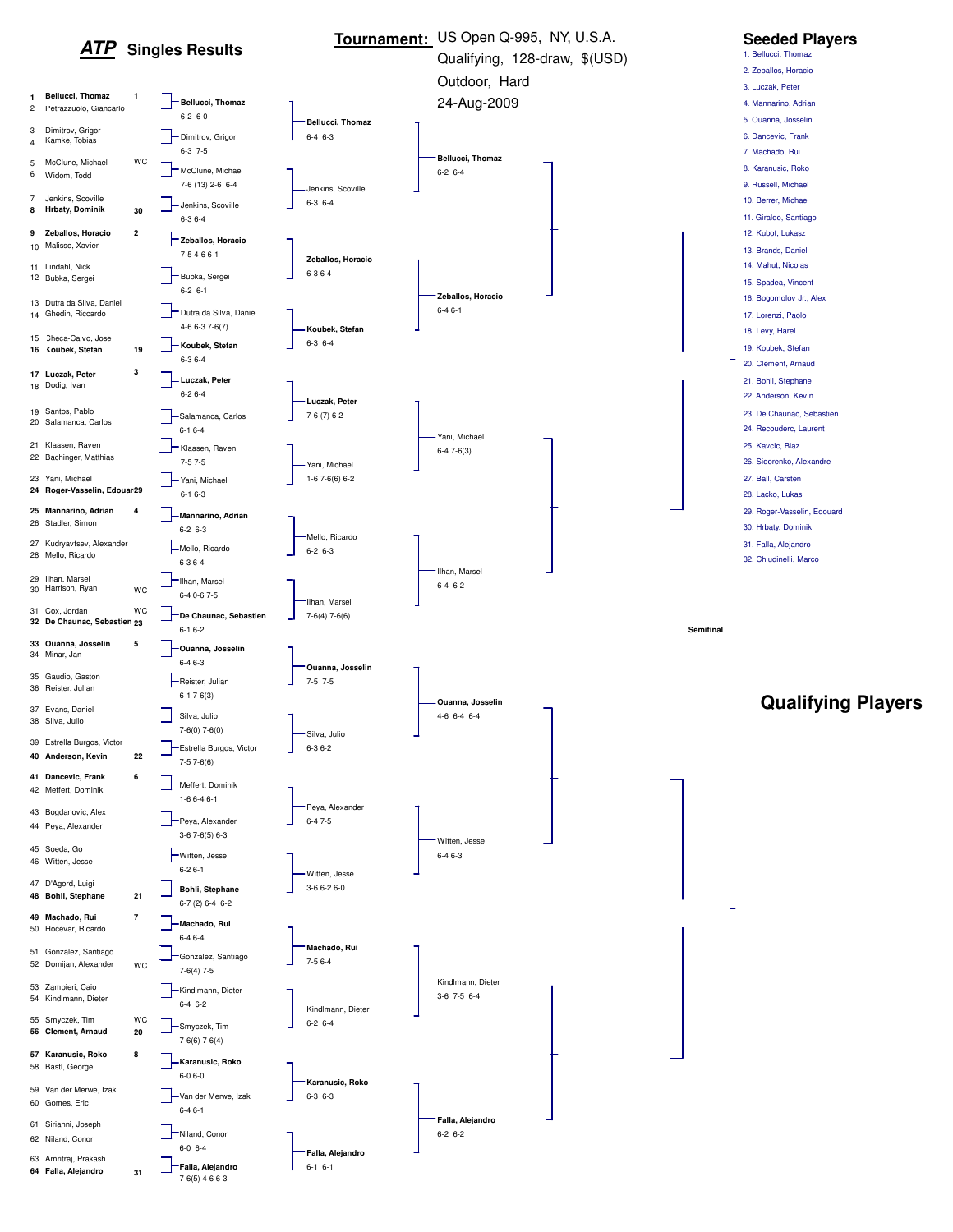# ATP Singles Results

**Tournament:** US Open Q-995, NY, U.S.A.
Qualifying, 128-draw, $(USD)
Outdoor, Hard
24-Aug-2009

## Draw

| # | Player | Seed/Status |
|---|---|---|
| 1 | **Bellucci, Thomaz** | 1 |
| 2 | Petrazzuolo, Giancarlo | |
| 3 | Dimitrov, Grigor | |
| 4 | Kamke, Tobias | |
| 5 | McClune, Michael | WC |
| 6 | Widom, Todd | |
| 7 | Jenkins, Scoville | |
| 8 | **Hrbaty, Dominik** | 30 |
| 9 | **Zeballos, Horacio** | 2 |
| 10 | Malisse, Xavier | |
| 11 | Lindahl, Nick | |
| 12 | Bubka, Sergei | |
| 13 | Dutra da Silva, Daniel | |
| 14 | Ghedin, Riccardo | |
| 15 | Checa-Calvo, Jose | |
| 16 | **Koubek, Stefan** | 19 |
| 17 | **Luczak, Peter** | 3 |
| 18 | Dodig, Ivan | |
| 19 | Santos, Pablo | |
| 20 | Salamanca, Carlos | |
| 21 | Klaassen, Raven | |
| 22 | Bachinger, Matthias | |
| 23 | Yani, Michael | |
| 24 | **Roger-Vasselin, Edouard** | 29 |
| 25 | **Mannarino, Adrian** | 4 |
| 26 | Stadler, Simon | |
| 27 | Kudryavtsev, Alexander | |
| 28 | Mello, Ricardo | |
| 29 | Ilhan, Marsel | |
| 30 | Harrison, Ryan | WC |
| 31 | Cox, Jordan | WC |
| 32 | **De Chaunac, Sebastien** | 23 |
| 33 | **Ouanna, Josselin** | 5 |
| 34 | Minar, Jan | |
| 35 | Gaudio, Gaston | |
| 36 | Reister, Julian | |
| 37 | Evans, Daniel | |
| 38 | Silva, Julio | |
| 39 | Estrella Burgos, Victor | |
| 40 | **Anderson, Kevin** | 22 |
| 41 | **Dancevic, Frank** | 6 |
| 42 | Meffert, Dominik | |
| 43 | Bogdanovic, Alex | |
| 44 | Peya, Alexander | |
| 45 | Soeda, Go | |
| 46 | Witten, Jesse | |
| 47 | D'Agord, Luigi | |
| 48 | **Bohli, Stephane** | 21 |
| 49 | **Machado, Rui** | 7 |
| 50 | Hocevar, Ricardo | |
| 51 | Gonzalez, Santiago | |
| 52 | Domijan, Alexander | WC |
| 53 | Zampieri, Caio | |
| 54 | Kindlmann, Dieter | |
| 55 | Smyczek, Tim | WC |
| 56 | **Clement, Arnaud** | 20 |
| 57 | **Karanusic, Roko** | 8 |
| 58 | Bastl, George | |
| 59 | Van der Merwe, Izak | |
| 60 | Gomes, Eric | |
| 61 | Sirianni, Joseph | |
| 62 | Niland, Conor | |
| 63 | Amritraj, Prakash | |
| 64 | **Falla, Alejandro** | 31 |

## First Round

| Winner | Score |
|---|---|
| **Bellucci, Thomaz** | 6-2 6-0 |
| Dimitrov, Grigor | 6-3 7-5 |
| McClune, Michael | 7-6 (13) 2-6 6-4 |
| Jenkins, Scoville | 6-3 6-4 |
| **Zeballos, Horacio** | 7-5 4-6 6-1 |
| Bubka, Sergei | 6-2 6-1 |
| Dutra da Silva, Daniel | 4-6 6-3 7-6(7) |
| **Koubek, Stefan** | 6-3 6-4 |
| **Luczak, Peter** | 6-2 6-4 |
| Salamanca, Carlos | 6-1 6-4 |
| Klaassen, Raven | 7-5 7-5 |
| Yani, Michael | 6-1 6-3 |
| **Mannarino, Adrian** | 6-2 6-3 |
| Mello, Ricardo | 6-3 6-4 |
| Ilhan, Marsel | 6-4 0-6 7-5 |
| **De Chaunac, Sebastien** | 6-1 6-2 |
| **Ouanna, Josselin** | 6-4 6-3 |
| Reister, Julian | 6-1 7-6(3) |
| Silva, Julio | 7-6(0) 7-6(0) |
| Estrella Burgos, Victor | 7-5 7-6(6) |
| Meffert, Dominik | 1-6 6-4 6-1 |
| Peya, Alexander | 3-6 7-6(5) 6-3 |
| Witten, Jesse | 6-2 6-1 |
| **Bohli, Stephane** | 6-7 (2) 6-4 6-2 |
| **Machado, Rui** | 6-4 6-4 |
| Gonzalez, Santiago | 7-6(4) 7-5 |
| Kindlmann, Dieter | 6-4 6-2 |
| Smyczek, Tim | 7-6(6) 7-6(4) |
| **Karanusic, Roko** | 6-0 6-0 |
| Van der Merwe, Izak | 6-4 6-1 |
| Niland, Conor | 6-0 6-4 |
| **Falla, Alejandro** | 7-6(5) 4-6 6-3 |

## Second Round

| Winner | Score |
|---|---|
| **Bellucci, Thomaz** | 6-4 6-3 |
| Jenkins, Scoville | 6-3 6-4 |
| **Zeballos, Horacio** | 6-3 6-4 |
| **Koubek, Stefan** | 6-3 6-4 |
| **Luczak, Peter** | 7-6 (7) 6-2 |
| Yani, Michael | 1-6 7-6(6) 6-2 |
| Mello, Ricardo | 6-2 6-3 |
| Ilhan, Marsel | 7-6(4) 7-6(6) |
| **Ouanna, Josselin** | 7-5 7-5 |
| Silva, Julio | 6-3 6-2 |
| Peya, Alexander | 6-4 7-5 |
| Witten, Jesse | 3-6 6-2 6-0 |
| **Machado, Rui** | 7-5 6-4 |
| Kindlmann, Dieter | 6-2 6-4 |
| **Karanusic, Roko** | 6-3 6-3 |
| **Falla, Alejandro** | 6-1 6-1 |

## Third Round

| Winner | Score |
|---|---|
| **Bellucci, Thomaz** | 6-2 6-4 |
| **Zeballos, Horacio** | 6-4 6-1 |
| Yani, Michael | 6-4 7-6(3) |
| Ilhan, Marsel | 6-4 6-2 |
| **Ouanna, Josselin** | 4-6 6-4 6-4 |
| Witten, Jesse | 6-4 6-3 |
| Kindlmann, Dieter | 3-6 7-5 6-4 |
| **Falla, Alejandro** | 6-2 6-2 |

Semifinal

## Seeded Players

1. Bellucci, Thomaz
2. Zeballos, Horacio
3. Luczak, Peter
4. Mannarino, Adrian
5. Ouanna, Josselin
6. Dancevic, Frank
7. Machado, Rui
8. Karanusic, Roko
9. Russell, Michael
10. Berrer, Michael
11. Giraldo, Santiago
12. Kubot, Lukasz
13. Brands, Daniel
14. Mahut, Nicolas
15. Spadea, Vincent
16. Bogomolov Jr., Alex
17. Lorenzi, Paolo
18. Levy, Harel
19. Koubek, Stefan
20. Clement, Arnaud
21. Bohli, Stephane
22. Anderson, Kevin
23. De Chaunac, Sebastien
24. Recouderc, Laurent
25. Kavcic, Blaz
26. Sidorenko, Alexandre
27. Ball, Carsten
28. Lacko, Lukas
29. Roger-Vasselin, Edouard
30. Hrbaty, Dominik
31. Falla, Alejandro
32. Chiudinelli, Marco

## Qualifying Players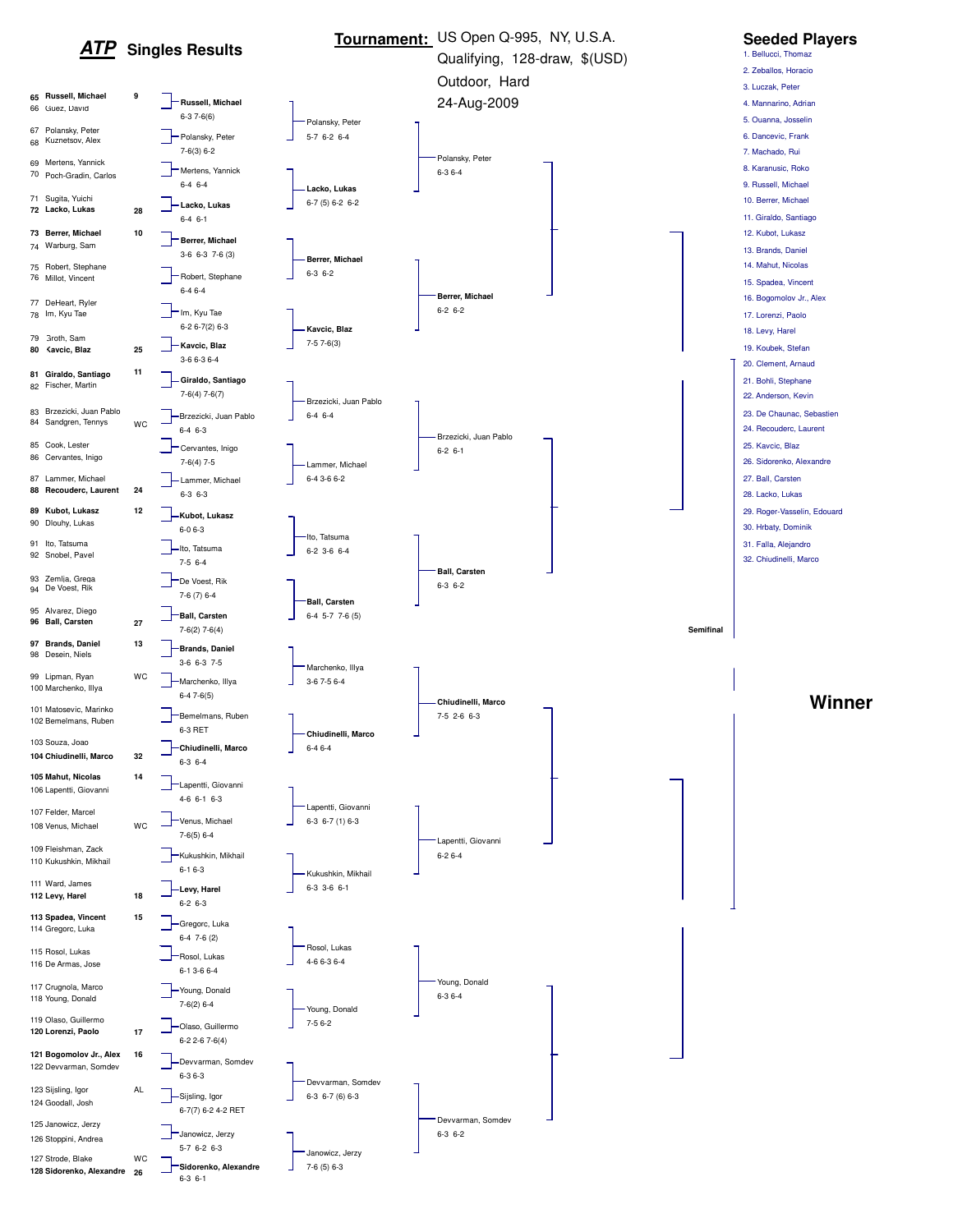## *ATP* Singles Results

**Tournament:** US Open Q-995, NY, U.S.A.
Qualifying, 128-draw, $(USD)
Outdoor, Hard
24-Aug-2009

### First Round

| # | Player | Seed/Entry |
|---|---|---|
| 65 | **Russell, Michael** | 9 |
| 66 | Guez, David | |
| 67 | Polansky, Peter | |
| 68 | Kuznetsov, Alex | |
| 69 | Mertens, Yannick | |
| 70 | Poch-Gradin, Carlos | |
| 71 | Sugita, Yuichi | |
| 72 | **Lacko, Lukas** | 28 |
| 73 | **Berrer, Michael** | 10 |
| 74 | Warburg, Sam | |
| 75 | Robert, Stephane | |
| 76 | Millot, Vincent | |
| 77 | DeHeart, Ryler | |
| 78 | Im, Kyu Tae | |
| 79 | Groth, Sam | |
| 80 | **Kavcic, Blaz** | 25 |
| 81 | **Giraldo, Santiago** | 11 |
| 82 | Fischer, Martin | |
| 83 | Brzezicki, Juan Pablo | |
| 84 | Sandgren, Tennys | WC |
| 85 | Cook, Lester | |
| 86 | Cervantes, Inigo | |
| 87 | Lammer, Michael | |
| 88 | **Recouderc, Laurent** | 24 |
| 89 | **Kubot, Lukasz** | 12 |
| 90 | Dlouhy, Lukas | |
| 91 | Ito, Tatsuma | |
| 92 | Snobel, Pavel | |
| 93 | Zemlja, Grega | |
| 94 | De Voest, Rik | |
| 95 | Alvarez, Diego | |
| 96 | **Ball, Carsten** | 27 |
| 97 | **Brands, Daniel** | 13 |
| 98 | Desein, Niels | |
| 99 | Lipman, Ryan | WC |
| 100 | Marchenko, Illya | |
| 101 | Matosevic, Marinko | |
| 102 | Bemelmans, Ruben | |
| 103 | Souza, Joao | |
| 104 | **Chiudinelli, Marco** | 32 |
| 105 | **Mahut, Nicolas** | 14 |
| 106 | Lapentti, Giovanni | |
| 107 | Felder, Marcel | |
| 108 | Venus, Michael | WC |
| 109 | Fleishman, Zack | |
| 110 | Kukushkin, Mikhail | |
| 111 | Ward, James | |
| 112 | **Levy, Harel** | 18 |
| 113 | **Spadea, Vincent** | 15 |
| 114 | Gregorc, Luka | |
| 115 | Rosol, Lukas | |
| 116 | De Armas, Jose | |
| 117 | Crugnola, Marco | |
| 118 | Young, Donald | |
| 119 | Olaso, Guillermo | |
| 120 | **Lorenzi, Paolo** | 17 |
| 121 | **Bogomolov Jr., Alex** | 16 |
| 122 | Devvarman, Somdev | |
| 123 | Sijsling, Igor | AL |
| 124 | Goodall, Josh | |
| 125 | Janowicz, Jerzy | |
| 126 | Stoppini, Andrea | |
| 127 | Strode, Blake | WC |
| 128 | **Sidorenko, Alexandre** | 26 |

### Second Round

| Winner | Score |
|---|---|
| **Russell, Michael** | 6-3 7-6(6) |
| Polansky, Peter | 7-6(3) 6-2 |
| Mertens, Yannick | 6-4 6-4 |
| **Lacko, Lukas** | 6-4 6-1 |
| **Berrer, Michael** | 3-6 6-3 7-6 (3) |
| Robert, Stephane | 6-4 6-4 |
| Im, Kyu Tae | 6-2 6-7(2) 6-3 |
| **Kavcic, Blaz** | 3-6 6-3 6-4 |
| **Giraldo, Santiago** | 7-6(4) 7-6(7) |
| Brzezicki, Juan Pablo | 6-4 6-3 |
| Cervantes, Inigo | 7-6(4) 7-5 |
| Lammer, Michael | 6-3 6-3 |
| **Kubot, Lukasz** | 6-0 6-3 |
| Ito, Tatsuma | 7-5 6-4 |
| De Voest, Rik | 7-6 (7) 6-4 |
| **Ball, Carsten** | 7-6(2) 7-6(4) |
| **Brands, Daniel** | 3-6 6-3 7-5 |
| Marchenko, Illya | 6-4 7-6(5) |
| Bemelmans, Ruben | 6-3 RET |
| **Chiudinelli, Marco** | 6-3 6-4 |
| Lapentti, Giovanni | 4-6 6-1 6-3 |
| Venus, Michael | 7-6(5) 6-4 |
| Kukushkin, Mikhail | 6-1 6-3 |
| **Levy, Harel** | 6-2 6-3 |
| Gregorc, Luka | 6-4 7-6 (2) |
| Rosol, Lukas | 6-1 3-6 6-4 |
| Young, Donald | 7-6(2) 6-4 |
| Olaso, Guillermo | 6-2 2-6 7-6(4) |
| Devvarman, Somdev | 6-3 6-3 |
| Sijsling, Igor | 6-7(7) 6-2 4-2 RET |
| Janowicz, Jerzy | 5-7 6-2 6-3 |
| **Sidorenko, Alexandre** | 6-3 6-1 |

### Third Round

| Winner | Score |
|---|---|
| Polansky, Peter | 5-7 6-2 6-4 |
| **Lacko, Lukas** | 6-7 (5) 6-2 6-2 |
| **Berrer, Michael** | 6-3 6-2 |
| **Kavcic, Blaz** | 7-5 7-6(3) |
| Brzezicki, Juan Pablo | 6-4 6-4 |
| Lammer, Michael | 6-4 3-6 6-2 |
| Ito, Tatsuma | 6-2 3-6 6-4 |
| **Ball, Carsten** | 6-4 5-7 7-6 (5) |
| Marchenko, Illya | 3-6 7-5 6-4 |
| **Chiudinelli, Marco** | 6-4 6-4 |
| Lapentti, Giovanni | 6-3 6-7 (1) 6-3 |
| Kukushkin, Mikhail | 6-3 3-6 6-1 |
| Rosol, Lukas | 4-6 6-3 6-4 |
| Young, Donald | 7-5 6-2 |
| Devvarman, Somdev | 6-3 6-7 (6) 6-3 |
| Janowicz, Jerzy | 7-6 (5) 6-3 |

### Qualifiers

| Winner | Score |
|---|---|
| Polansky, Peter | 6-3 6-4 |
| **Berrer, Michael** | 6-2 6-2 |
| Brzezicki, Juan Pablo | 6-2 6-1 |
| **Ball, Carsten** | 6-3 6-2 |
| **Chiudinelli, Marco** | 7-5 2-6 6-3 |
| Lapentti, Giovanni | 6-2 6-4 |
| Young, Donald | 6-3 6-4 |
| Devvarman, Somdev | 6-3 6-2 |

Semifinal

**Winner**

### Seeded Players

1. Bellucci, Thomaz
2. Zeballos, Horacio
3. Luczak, Peter
4. Mannarino, Adrian
5. Ouanna, Josselin
6. Dancevic, Frank
7. Machado, Rui
8. Karanusic, Roko
9. Russell, Michael
10. Berrer, Michael
11. Giraldo, Santiago
12. Kubot, Lukasz
13. Brands, Daniel
14. Mahut, Nicolas
15. Spadea, Vincent
16. Bogomolov Jr., Alex
17. Lorenzi, Paolo
18. Levy, Harel
19. Koubek, Stefan
20. Clement, Arnaud
21. Bohli, Stephane
22. Anderson, Kevin
23. De Chaunac, Sebastien
24. Recouderc, Laurent
25. Kavcic, Blaz
26. Sidorenko, Alexandre
27. Ball, Carsten
28. Lacko, Lukas
29. Roger-Vasselin, Edouard
30. Hrbaty, Dominik
31. Falla, Alejandro
32. Chiudinelli, Marco